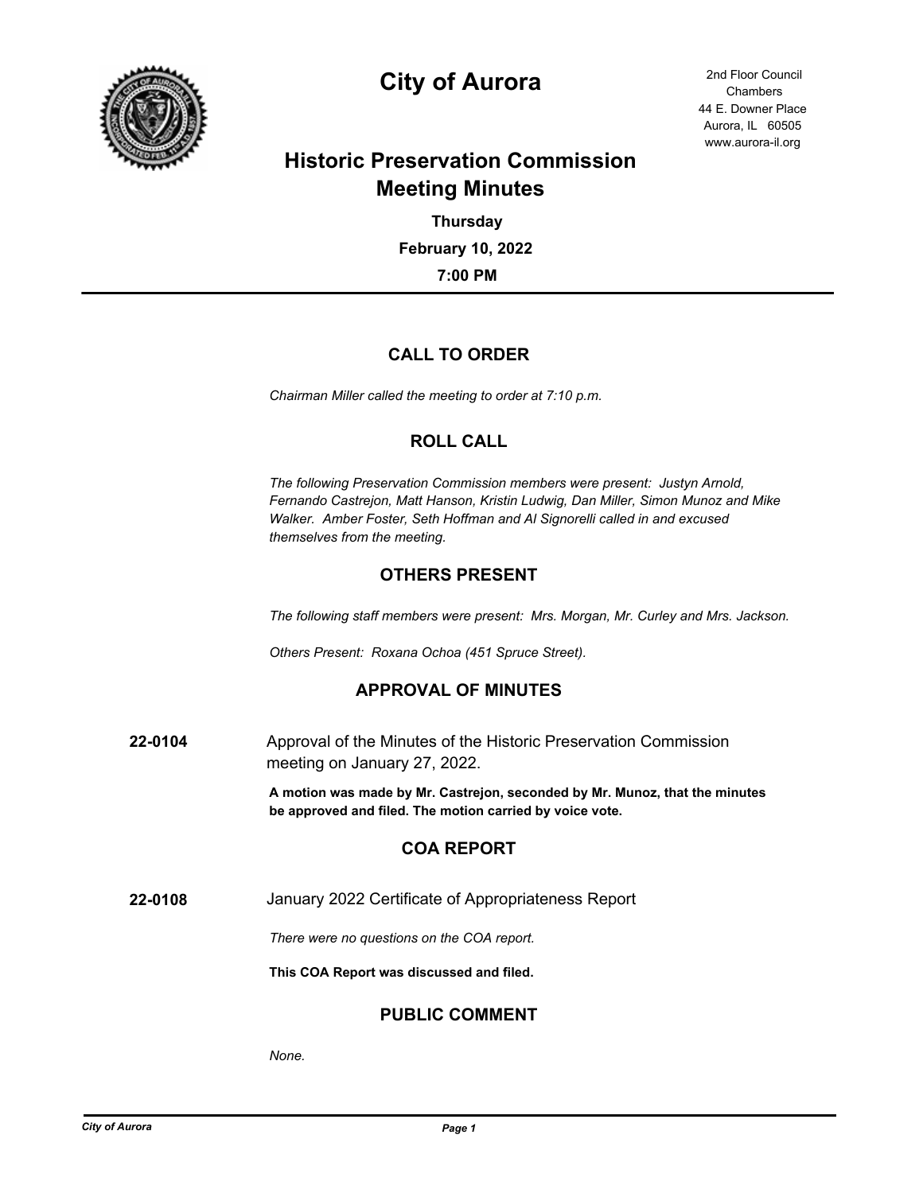# City of Aurora

2nd Floor Council Chambers
44 E. Downer Place
Aurora, IL 60505
www.aurora-il.org

## Historic Preservation Commission Meeting Minutes

**Thursday**

**February 10, 2022**

**7:00 PM**

---

### CALL TO ORDER

*Chairman Miller called the meeting to order at 7:10 p.m.*

### ROLL CALL

*The following Preservation Commission members were present: Justyn Arnold, Fernando Castrejon, Matt Hanson, Kristin Ludwig, Dan Miller, Simon Munoz and Mike Walker. Amber Foster, Seth Hoffman and Al Signorelli called in and excused themselves from the meeting.*

### OTHERS PRESENT

*The following staff members were present: Mrs. Morgan, Mr. Curley and Mrs. Jackson.*

*Others Present: Roxana Ochoa (451 Spruce Street).*

### APPROVAL OF MINUTES

**22-0104** Approval of the Minutes of the Historic Preservation Commission meeting on January 27, 2022.

**A motion was made by Mr. Castrejon, seconded by Mr. Munoz, that the minutes be approved and filed. The motion carried by voice vote.**

### COA REPORT

**22-0108** January 2022 Certificate of Appropriateness Report

*There were no questions on the COA report.*

**This COA Report was discussed and filed.**

### PUBLIC COMMENT

*None.*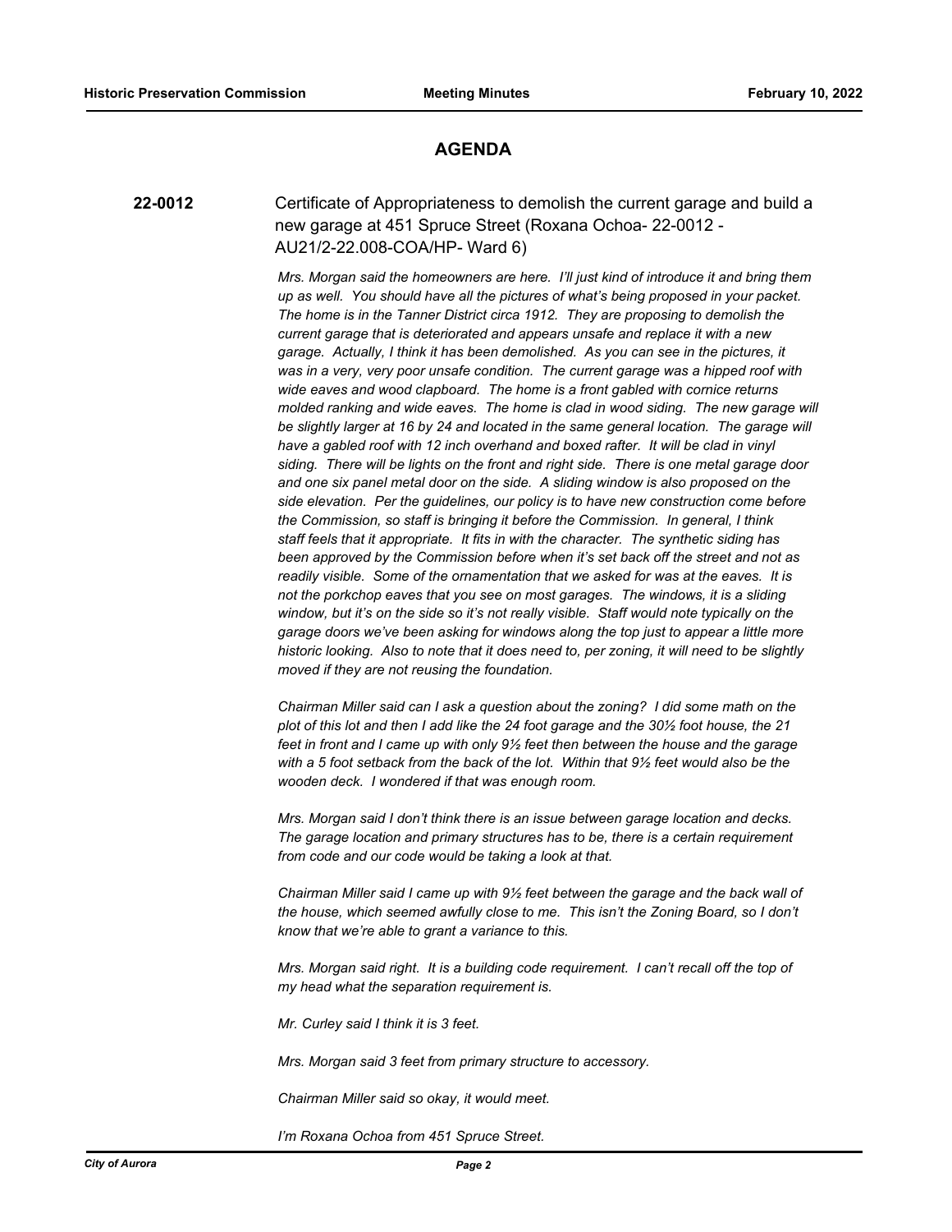## AGENDA

**22-0012** Certificate of Appropriateness to demolish the current garage and build a new garage at 451 Spruce Street (Roxana Ochoa- 22-0012 - AU21/2-22.008-COA/HP- Ward 6)

*Mrs. Morgan said the homeowners are here. I'll just kind of introduce it and bring them up as well. You should have all the pictures of what's being proposed in your packet. The home is in the Tanner District circa 1912. They are proposing to demolish the current garage that is deteriorated and appears unsafe and replace it with a new garage. Actually, I think it has been demolished. As you can see in the pictures, it was in a very, very poor unsafe condition. The current garage was a hipped roof with wide eaves and wood clapboard. The home is a front gabled with cornice returns molded ranking and wide eaves. The home is clad in wood siding. The new garage will be slightly larger at 16 by 24 and located in the same general location. The garage will have a gabled roof with 12 inch overhand and boxed rafter. It will be clad in vinyl siding. There will be lights on the front and right side. There is one metal garage door and one six panel metal door on the side. A sliding window is also proposed on the side elevation. Per the guidelines, our policy is to have new construction come before the Commission, so staff is bringing it before the Commission. In general, I think staff feels that it appropriate. It fits in with the character. The synthetic siding has been approved by the Commission before when it's set back off the street and not as readily visible. Some of the ornamentation that we asked for was at the eaves. It is not the porkchop eaves that you see on most garages. The windows, it is a sliding window, but it's on the side so it's not really visible. Staff would note typically on the garage doors we've been asking for windows along the top just to appear a little more historic looking. Also to note that it does need to, per zoning, it will need to be slightly moved if they are not reusing the foundation.*

*Chairman Miller said can I ask a question about the zoning? I did some math on the plot of this lot and then I add like the 24 foot garage and the 30½ foot house, the 21 feet in front and I came up with only 9½ feet then between the house and the garage with a 5 foot setback from the back of the lot. Within that 9½ feet would also be the wooden deck. I wondered if that was enough room.*

*Mrs. Morgan said I don't think there is an issue between garage location and decks. The garage location and primary structures has to be, there is a certain requirement from code and our code would be taking a look at that.*

*Chairman Miller said I came up with 9½ feet between the garage and the back wall of the house, which seemed awfully close to me. This isn't the Zoning Board, so I don't know that we're able to grant a variance to this.*

*Mrs. Morgan said right. It is a building code requirement. I can't recall off the top of my head what the separation requirement is.*

*Mr. Curley said I think it is 3 feet.*

*Mrs. Morgan said 3 feet from primary structure to accessory.*

*Chairman Miller said so okay, it would meet.*

*I'm Roxana Ochoa from 451 Spruce Street.*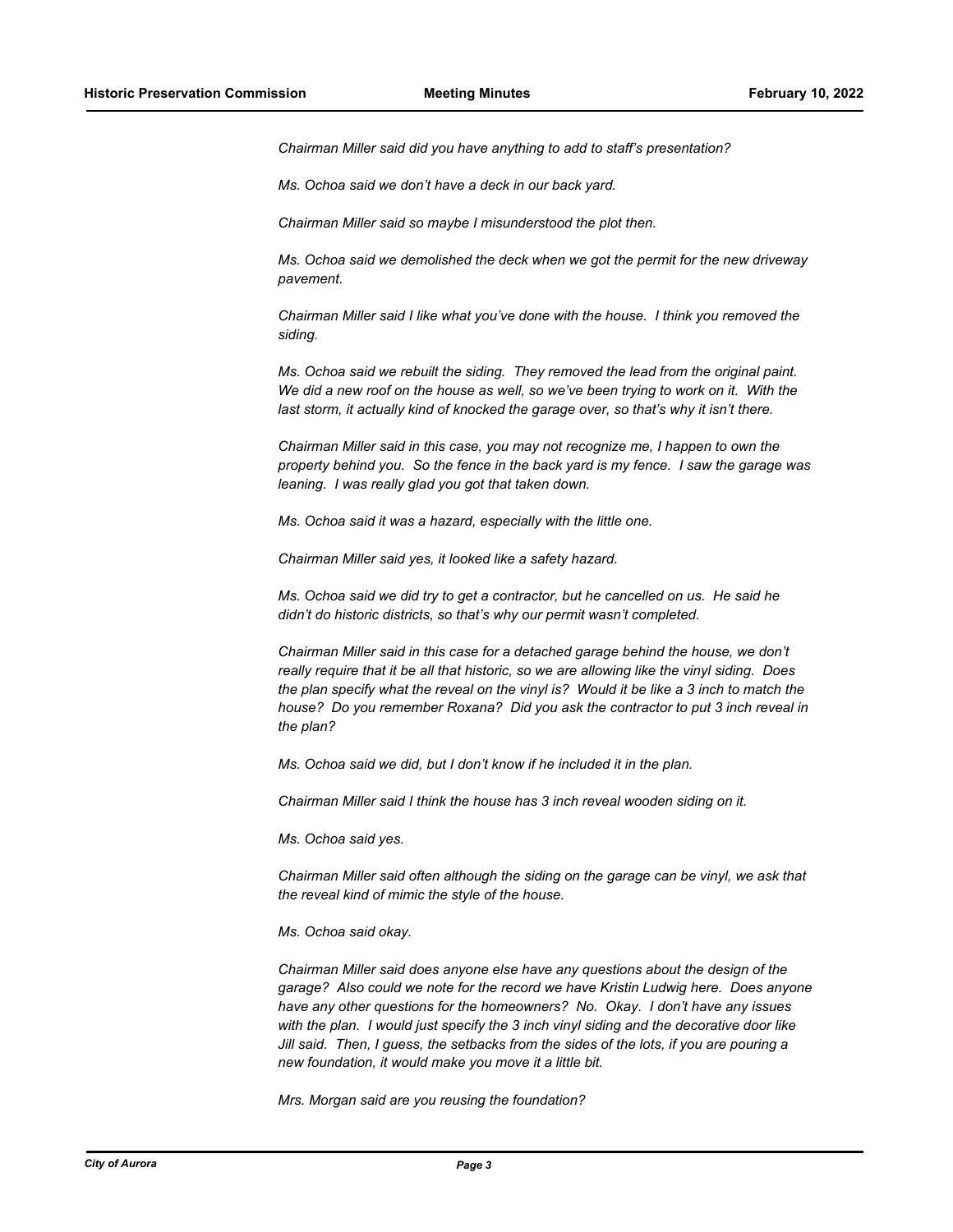*Chairman Miller said did you have anything to add to staff's presentation?*

*Ms. Ochoa said we don't have a deck in our back yard.*

*Chairman Miller said so maybe I misunderstood the plot then.*

*Ms. Ochoa said we demolished the deck when we got the permit for the new driveway pavement.*

*Chairman Miller said I like what you've done with the house. I think you removed the siding.*

*Ms. Ochoa said we rebuilt the siding. They removed the lead from the original paint. We did a new roof on the house as well, so we've been trying to work on it. With the last storm, it actually kind of knocked the garage over, so that's why it isn't there.*

*Chairman Miller said in this case, you may not recognize me, I happen to own the property behind you. So the fence in the back yard is my fence. I saw the garage was leaning. I was really glad you got that taken down.*

*Ms. Ochoa said it was a hazard, especially with the little one.*

*Chairman Miller said yes, it looked like a safety hazard.*

*Ms. Ochoa said we did try to get a contractor, but he cancelled on us. He said he didn't do historic districts, so that's why our permit wasn't completed.*

*Chairman Miller said in this case for a detached garage behind the house, we don't really require that it be all that historic, so we are allowing like the vinyl siding. Does the plan specify what the reveal on the vinyl is? Would it be like a 3 inch to match the house? Do you remember Roxana? Did you ask the contractor to put 3 inch reveal in the plan?*

*Ms. Ochoa said we did, but I don't know if he included it in the plan.*

*Chairman Miller said I think the house has 3 inch reveal wooden siding on it.*

*Ms. Ochoa said yes.*

*Chairman Miller said often although the siding on the garage can be vinyl, we ask that the reveal kind of mimic the style of the house.*

*Ms. Ochoa said okay.*

*Chairman Miller said does anyone else have any questions about the design of the garage? Also could we note for the record we have Kristin Ludwig here. Does anyone have any other questions for the homeowners? No. Okay. I don't have any issues with the plan. I would just specify the 3 inch vinyl siding and the decorative door like Jill said. Then, I guess, the setbacks from the sides of the lots, if you are pouring a new foundation, it would make you move it a little bit.*

*Mrs. Morgan said are you reusing the foundation?*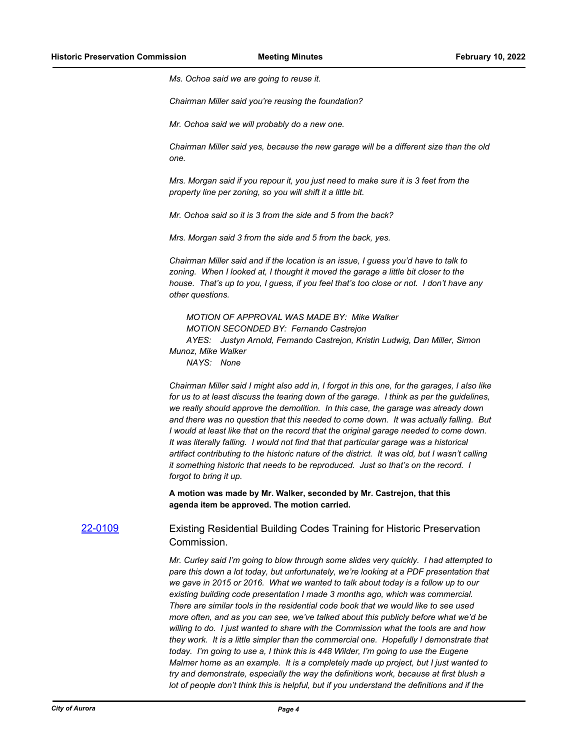*Ms. Ochoa said we are going to reuse it.*

*Chairman Miller said you're reusing the foundation?*

*Mr. Ochoa said we will probably do a new one.*

*Chairman Miller said yes, because the new garage will be a different size than the old one.*

*Mrs. Morgan said if you repour it, you just need to make sure it is 3 feet from the property line per zoning, so you will shift it a little bit.*

*Mr. Ochoa said so it is 3 from the side and 5 from the back?*

*Mrs. Morgan said 3 from the side and 5 from the back, yes.*

*Chairman Miller said and if the location is an issue, I guess you'd have to talk to zoning. When I looked at, I thought it moved the garage a little bit closer to the house. That's up to you, I guess, if you feel that's too close or not. I don't have any other questions.*

*MOTION OF APPROVAL WAS MADE BY: Mike Walker*
*MOTION SECONDED BY: Fernando Castrejon*
*AYES: Justyn Arnold, Fernando Castrejon, Kristin Ludwig, Dan Miller, Simon Munoz, Mike Walker*
*NAYS: None*

*Chairman Miller said I might also add in, I forgot in this one, for the garages, I also like for us to at least discuss the tearing down of the garage. I think as per the guidelines, we really should approve the demolition. In this case, the garage was already down and there was no question that this needed to come down. It was actually falling. But I would at least like that on the record that the original garage needed to come down. It was literally falling. I would not find that that particular garage was a historical artifact contributing to the historic nature of the district. It was old, but I wasn't calling it something historic that needs to be reproduced. Just so that's on the record. I forgot to bring it up.*

**A motion was made by Mr. Walker, seconded by Mr. Castrejon, that this agenda item be approved. The motion carried.**

22-0109 Existing Residential Building Codes Training for Historic Preservation Commission.

*Mr. Curley said I'm going to blow through some slides very quickly. I had attempted to pare this down a lot today, but unfortunately, we're looking at a PDF presentation that we gave in 2015 or 2016. What we wanted to talk about today is a follow up to our existing building code presentation I made 3 months ago, which was commercial. There are similar tools in the residential code book that we would like to see used more often, and as you can see, we've talked about this publicly before what we'd be willing to do. I just wanted to share with the Commission what the tools are and how they work. It is a little simpler than the commercial one. Hopefully I demonstrate that today. I'm going to use a, I think this is 448 Wilder, I'm going to use the Eugene Malmer home as an example. It is a completely made up project, but I just wanted to try and demonstrate, especially the way the definitions work, because at first blush a lot of people don't think this is helpful, but if you understand the definitions and if the*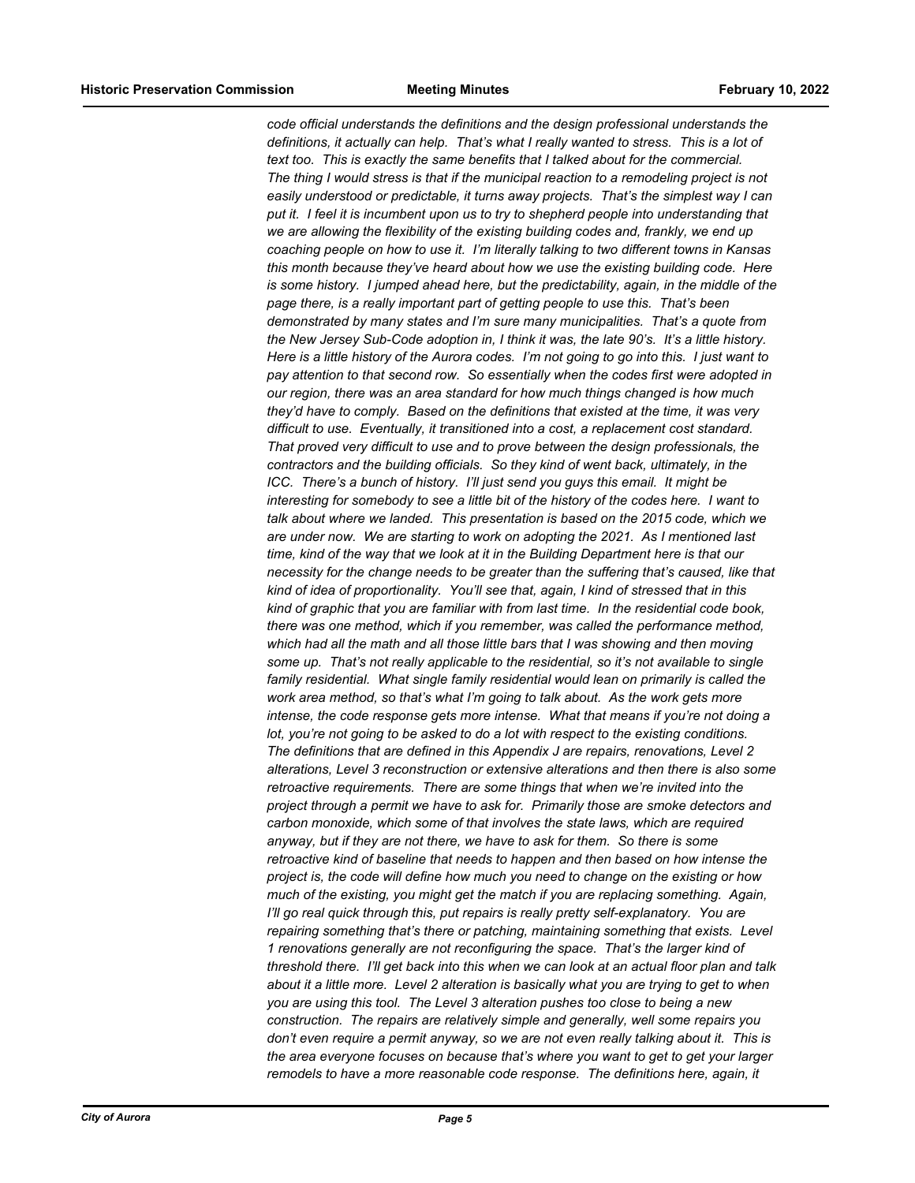*code official understands the definitions and the design professional understands the definitions, it actually can help. That's what I really wanted to stress. This is a lot of text too. This is exactly the same benefits that I talked about for the commercial. The thing I would stress is that if the municipal reaction to a remodeling project is not easily understood or predictable, it turns away projects. That's the simplest way I can put it. I feel it is incumbent upon us to try to shepherd people into understanding that we are allowing the flexibility of the existing building codes and, frankly, we end up coaching people on how to use it. I'm literally talking to two different towns in Kansas this month because they've heard about how we use the existing building code. Here is some history. I jumped ahead here, but the predictability, again, in the middle of the page there, is a really important part of getting people to use this. That's been demonstrated by many states and I'm sure many municipalities. That's a quote from the New Jersey Sub-Code adoption in, I think it was, the late 90's. It's a little history. Here is a little history of the Aurora codes. I'm not going to go into this. I just want to pay attention to that second row. So essentially when the codes first were adopted in our region, there was an area standard for how much things changed is how much they'd have to comply. Based on the definitions that existed at the time, it was very difficult to use. Eventually, it transitioned into a cost, a replacement cost standard. That proved very difficult to use and to prove between the design professionals, the contractors and the building officials. So they kind of went back, ultimately, in the ICC. There's a bunch of history. I'll just send you guys this email. It might be interesting for somebody to see a little bit of the history of the codes here. I want to talk about where we landed. This presentation is based on the 2015 code, which we are under now. We are starting to work on adopting the 2021. As I mentioned last time, kind of the way that we look at it in the Building Department here is that our necessity for the change needs to be greater than the suffering that's caused, like that kind of idea of proportionality. You'll see that, again, I kind of stressed that in this kind of graphic that you are familiar with from last time. In the residential code book, there was one method, which if you remember, was called the performance method, which had all the math and all those little bars that I was showing and then moving some up. That's not really applicable to the residential, so it's not available to single family residential. What single family residential would lean on primarily is called the work area method, so that's what I'm going to talk about. As the work gets more intense, the code response gets more intense. What that means if you're not doing a lot, you're not going to be asked to do a lot with respect to the existing conditions. The definitions that are defined in this Appendix J are repairs, renovations, Level 2 alterations, Level 3 reconstruction or extensive alterations and then there is also some retroactive requirements. There are some things that when we're invited into the project through a permit we have to ask for. Primarily those are smoke detectors and carbon monoxide, which some of that involves the state laws, which are required anyway, but if they are not there, we have to ask for them. So there is some retroactive kind of baseline that needs to happen and then based on how intense the project is, the code will define how much you need to change on the existing or how much of the existing, you might get the match if you are replacing something. Again, I'll go real quick through this, put repairs is really pretty self-explanatory. You are repairing something that's there or patching, maintaining something that exists. Level 1 renovations generally are not reconfiguring the space. That's the larger kind of threshold there. I'll get back into this when we can look at an actual floor plan and talk about it a little more. Level 2 alteration is basically what you are trying to get to when you are using this tool. The Level 3 alteration pushes too close to being a new construction. The repairs are relatively simple and generally, well some repairs you don't even require a permit anyway, so we are not even really talking about it. This is the area everyone focuses on because that's where you want to get to get your larger remodels to have a more reasonable code response. The definitions here, again, it*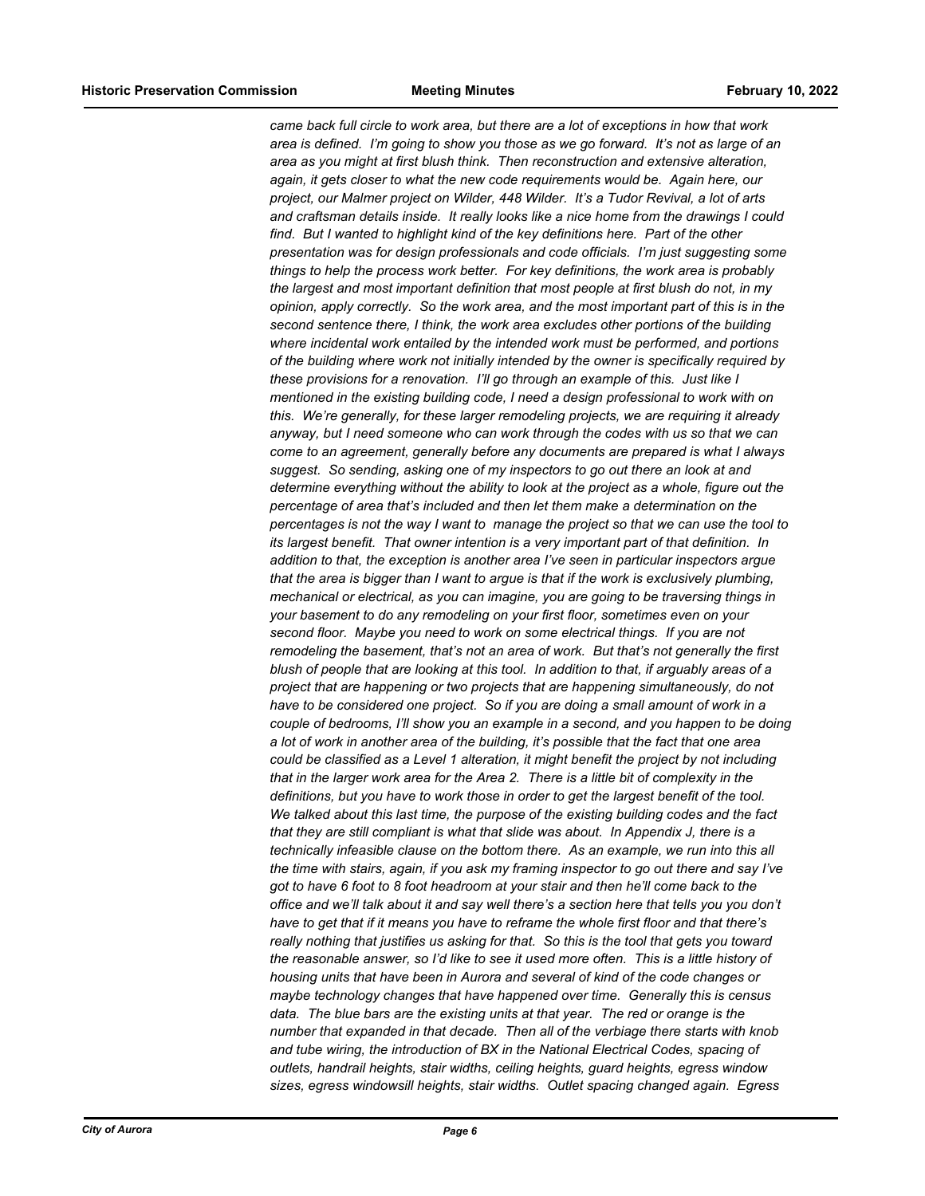*came back full circle to work area, but there are a lot of exceptions in how that work area is defined. I'm going to show you those as we go forward. It's not as large of an area as you might at first blush think. Then reconstruction and extensive alteration, again, it gets closer to what the new code requirements would be. Again here, our project, our Malmer project on Wilder, 448 Wilder. It's a Tudor Revival, a lot of arts and craftsman details inside. It really looks like a nice home from the drawings I could find. But I wanted to highlight kind of the key definitions here. Part of the other presentation was for design professionals and code officials. I'm just suggesting some things to help the process work better. For key definitions, the work area is probably the largest and most important definition that most people at first blush do not, in my opinion, apply correctly. So the work area, and the most important part of this is in the second sentence there, I think, the work area excludes other portions of the building where incidental work entailed by the intended work must be performed, and portions of the building where work not initially intended by the owner is specifically required by these provisions for a renovation. I'll go through an example of this. Just like I mentioned in the existing building code, I need a design professional to work with on this. We're generally, for these larger remodeling projects, we are requiring it already anyway, but I need someone who can work through the codes with us so that we can come to an agreement, generally before any documents are prepared is what I always suggest. So sending, asking one of my inspectors to go out there an look at and determine everything without the ability to look at the project as a whole, figure out the percentage of area that's included and then let them make a determination on the percentages is not the way I want to manage the project so that we can use the tool to its largest benefit. That owner intention is a very important part of that definition. In addition to that, the exception is another area I've seen in particular inspectors argue that the area is bigger than I want to argue is that if the work is exclusively plumbing, mechanical or electrical, as you can imagine, you are going to be traversing things in your basement to do any remodeling on your first floor, sometimes even on your second floor. Maybe you need to work on some electrical things. If you are not remodeling the basement, that's not an area of work. But that's not generally the first blush of people that are looking at this tool. In addition to that, if arguably areas of a project that are happening or two projects that are happening simultaneously, do not have to be considered one project. So if you are doing a small amount of work in a couple of bedrooms, I'll show you an example in a second, and you happen to be doing a lot of work in another area of the building, it's possible that the fact that one area could be classified as a Level 1 alteration, it might benefit the project by not including that in the larger work area for the Area 2. There is a little bit of complexity in the definitions, but you have to work those in order to get the largest benefit of the tool. We talked about this last time, the purpose of the existing building codes and the fact that they are still compliant is what that slide was about. In Appendix J, there is a technically infeasible clause on the bottom there. As an example, we run into this all the time with stairs, again, if you ask my framing inspector to go out there and say I've got to have 6 foot to 8 foot headroom at your stair and then he'll come back to the office and we'll talk about it and say well there's a section here that tells you you don't have to get that if it means you have to reframe the whole first floor and that there's really nothing that justifies us asking for that. So this is the tool that gets you toward the reasonable answer, so I'd like to see it used more often. This is a little history of housing units that have been in Aurora and several of kind of the code changes or maybe technology changes that have happened over time. Generally this is census data. The blue bars are the existing units at that year. The red or orange is the number that expanded in that decade. Then all of the verbiage there starts with knob and tube wiring, the introduction of BX in the National Electrical Codes, spacing of outlets, handrail heights, stair widths, ceiling heights, guard heights, egress window sizes, egress windowsill heights, stair widths. Outlet spacing changed again. Egress*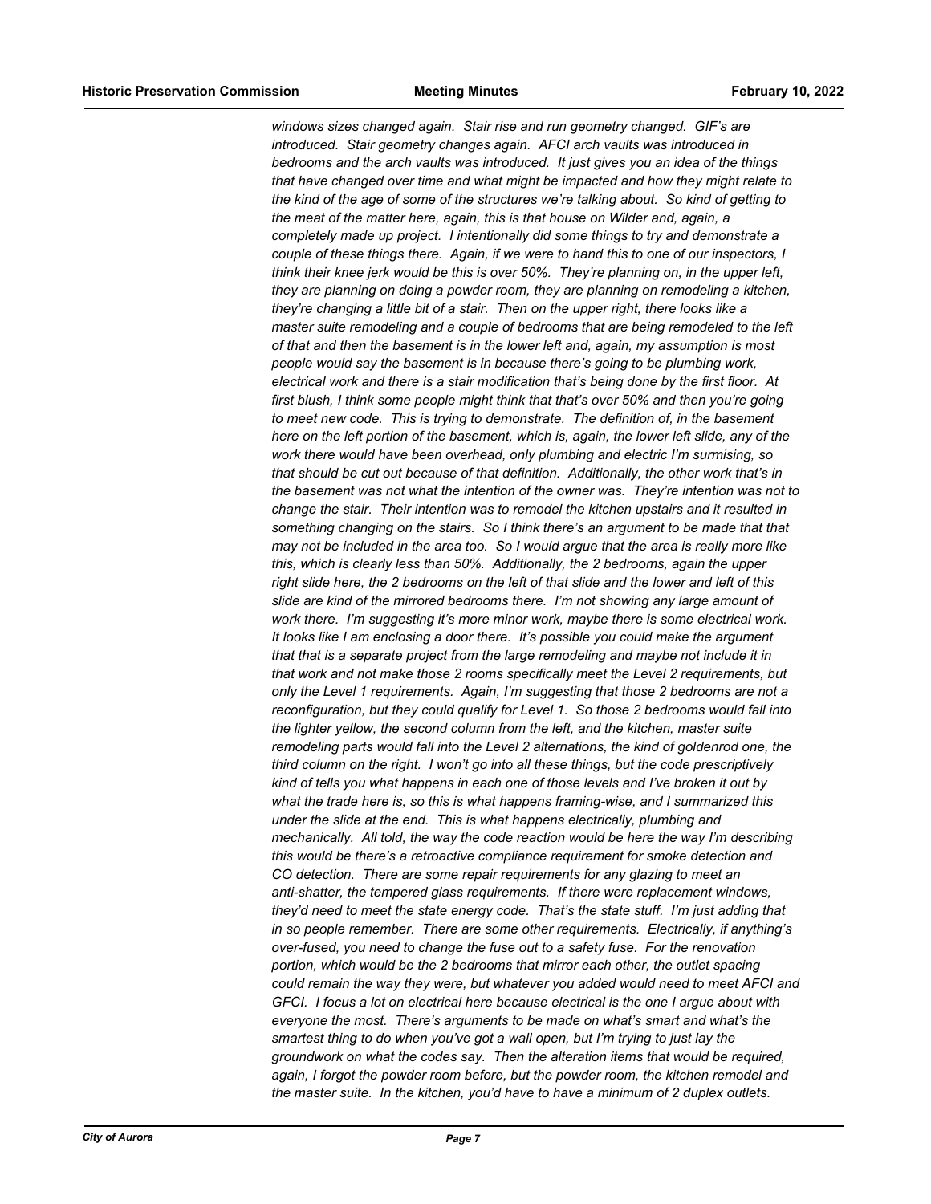*windows sizes changed again. Stair rise and run geometry changed. GIF's are introduced. Stair geometry changes again. AFCI arch vaults was introduced in bedrooms and the arch vaults was introduced. It just gives you an idea of the things that have changed over time and what might be impacted and how they might relate to the kind of the age of some of the structures we're talking about. So kind of getting to the meat of the matter here, again, this is that house on Wilder and, again, a completely made up project. I intentionally did some things to try and demonstrate a couple of these things there. Again, if we were to hand this to one of our inspectors, I think their knee jerk would be this is over 50%. They're planning on, in the upper left, they are planning on doing a powder room, they are planning on remodeling a kitchen, they're changing a little bit of a stair. Then on the upper right, there looks like a master suite remodeling and a couple of bedrooms that are being remodeled to the left of that and then the basement is in the lower left and, again, my assumption is most people would say the basement is in because there's going to be plumbing work, electrical work and there is a stair modification that's being done by the first floor. At first blush, I think some people might think that that's over 50% and then you're going to meet new code. This is trying to demonstrate. The definition of, in the basement here on the left portion of the basement, which is, again, the lower left slide, any of the work there would have been overhead, only plumbing and electric I'm surmising, so that should be cut out because of that definition. Additionally, the other work that's in the basement was not what the intention of the owner was. They're intention was not to change the stair. Their intention was to remodel the kitchen upstairs and it resulted in something changing on the stairs. So I think there's an argument to be made that that may not be included in the area too. So I would argue that the area is really more like this, which is clearly less than 50%. Additionally, the 2 bedrooms, again the upper right slide here, the 2 bedrooms on the left of that slide and the lower and left of this slide are kind of the mirrored bedrooms there. I'm not showing any large amount of work there. I'm suggesting it's more minor work, maybe there is some electrical work. It looks like I am enclosing a door there. It's possible you could make the argument that that is a separate project from the large remodeling and maybe not include it in that work and not make those 2 rooms specifically meet the Level 2 requirements, but only the Level 1 requirements. Again, I'm suggesting that those 2 bedrooms are not a reconfiguration, but they could qualify for Level 1. So those 2 bedrooms would fall into the lighter yellow, the second column from the left, and the kitchen, master suite remodeling parts would fall into the Level 2 alternations, the kind of goldenrod one, the third column on the right. I won't go into all these things, but the code prescriptively kind of tells you what happens in each one of those levels and I've broken it out by what the trade here is, so this is what happens framing-wise, and I summarized this under the slide at the end. This is what happens electrically, plumbing and mechanically. All told, the way the code reaction would be here the way I'm describing this would be there's a retroactive compliance requirement for smoke detection and CO detection. There are some repair requirements for any glazing to meet an anti-shatter, the tempered glass requirements. If there were replacement windows, they'd need to meet the state energy code. That's the state stuff. I'm just adding that in so people remember. There are some other requirements. Electrically, if anything's over-fused, you need to change the fuse out to a safety fuse. For the renovation portion, which would be the 2 bedrooms that mirror each other, the outlet spacing could remain the way they were, but whatever you added would need to meet AFCI and GFCI. I focus a lot on electrical here because electrical is the one I argue about with everyone the most. There's arguments to be made on what's smart and what's the smartest thing to do when you've got a wall open, but I'm trying to just lay the groundwork on what the codes say. Then the alteration items that would be required, again, I forgot the powder room before, but the powder room, the kitchen remodel and the master suite. In the kitchen, you'd have to have a minimum of 2 duplex outlets.*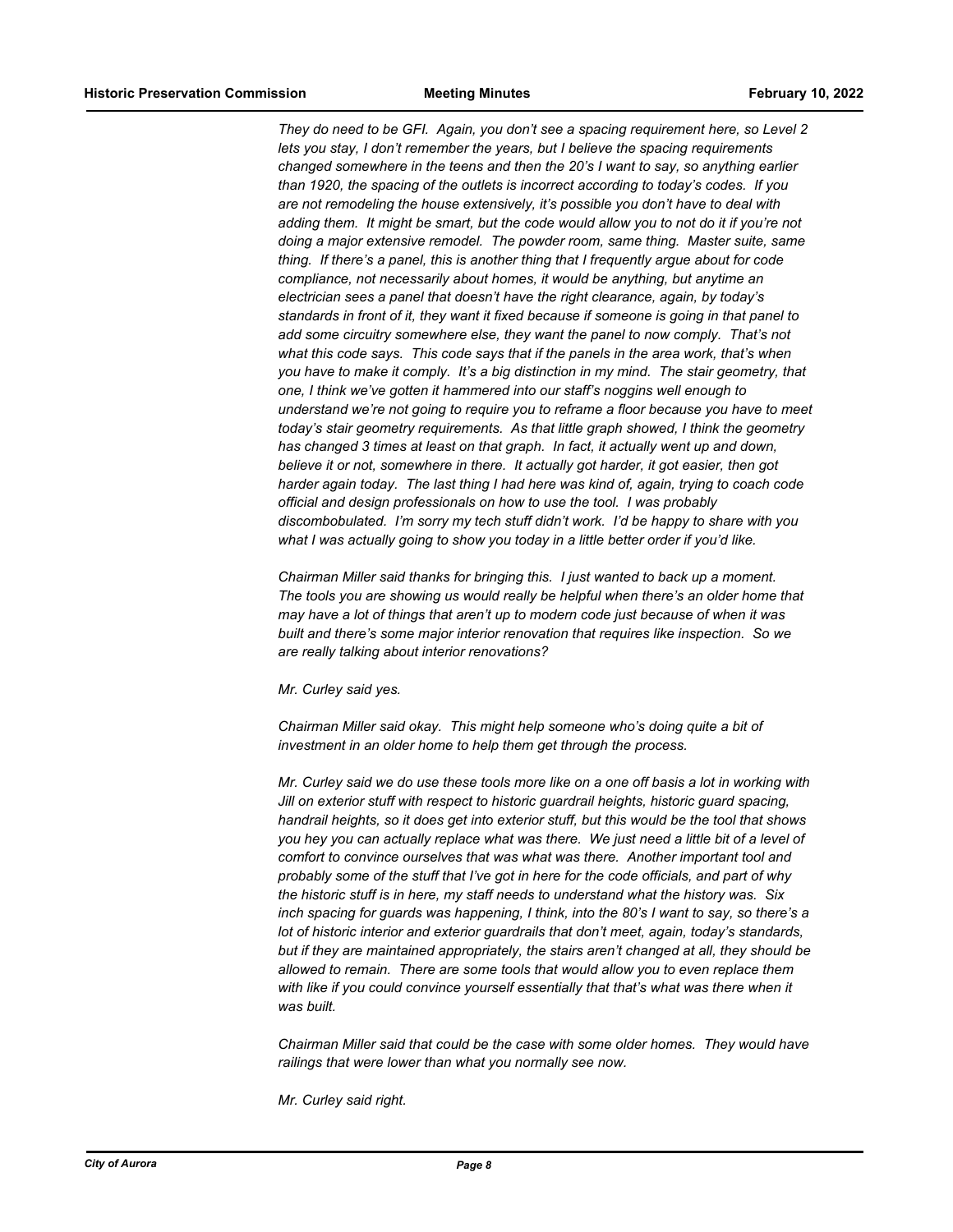*They do need to be GFI. Again, you don't see a spacing requirement here, so Level 2 lets you stay, I don't remember the years, but I believe the spacing requirements changed somewhere in the teens and then the 20's I want to say, so anything earlier than 1920, the spacing of the outlets is incorrect according to today's codes. If you are not remodeling the house extensively, it's possible you don't have to deal with adding them. It might be smart, but the code would allow you to not do it if you're not doing a major extensive remodel. The powder room, same thing. Master suite, same thing. If there's a panel, this is another thing that I frequently argue about for code compliance, not necessarily about homes, it would be anything, but anytime an electrician sees a panel that doesn't have the right clearance, again, by today's standards in front of it, they want it fixed because if someone is going in that panel to add some circuitry somewhere else, they want the panel to now comply. That's not what this code says. This code says that if the panels in the area work, that's when you have to make it comply. It's a big distinction in my mind. The stair geometry, that one, I think we've gotten it hammered into our staff's noggins well enough to understand we're not going to require you to reframe a floor because you have to meet today's stair geometry requirements. As that little graph showed, I think the geometry has changed 3 times at least on that graph. In fact, it actually went up and down, believe it or not, somewhere in there. It actually got harder, it got easier, then got harder again today. The last thing I had here was kind of, again, trying to coach code official and design professionals on how to use the tool. I was probably discombobulated. I'm sorry my tech stuff didn't work. I'd be happy to share with you what I was actually going to show you today in a little better order if you'd like.*

*Chairman Miller said thanks for bringing this. I just wanted to back up a moment. The tools you are showing us would really be helpful when there's an older home that may have a lot of things that aren't up to modern code just because of when it was built and there's some major interior renovation that requires like inspection. So we are really talking about interior renovations?*

*Mr. Curley said yes.*

*Chairman Miller said okay. This might help someone who's doing quite a bit of investment in an older home to help them get through the process.*

*Mr. Curley said we do use these tools more like on a one off basis a lot in working with Jill on exterior stuff with respect to historic guardrail heights, historic guard spacing, handrail heights, so it does get into exterior stuff, but this would be the tool that shows you hey you can actually replace what was there. We just need a little bit of a level of comfort to convince ourselves that was what was there. Another important tool and probably some of the stuff that I've got in here for the code officials, and part of why the historic stuff is in here, my staff needs to understand what the history was. Six inch spacing for guards was happening, I think, into the 80's I want to say, so there's a lot of historic interior and exterior guardrails that don't meet, again, today's standards, but if they are maintained appropriately, the stairs aren't changed at all, they should be allowed to remain. There are some tools that would allow you to even replace them with like if you could convince yourself essentially that that's what was there when it was built.*

*Chairman Miller said that could be the case with some older homes. They would have railings that were lower than what you normally see now.*

*Mr. Curley said right.*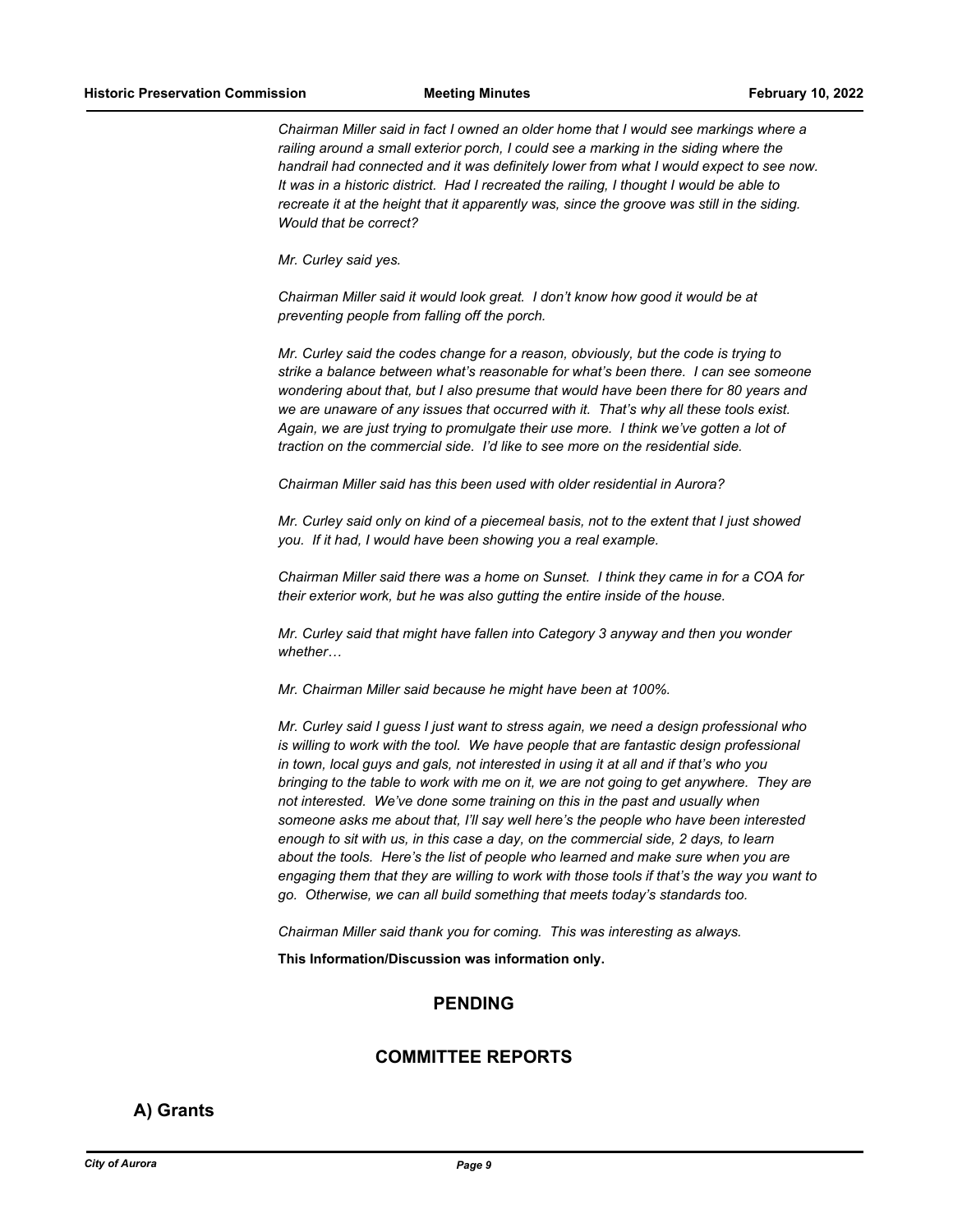*Chairman Miller said in fact I owned an older home that I would see markings where a railing around a small exterior porch, I could see a marking in the siding where the handrail had connected and it was definitely lower from what I would expect to see now. It was in a historic district. Had I recreated the railing, I thought I would be able to recreate it at the height that it apparently was, since the groove was still in the siding. Would that be correct?*

*Mr. Curley said yes.*

*Chairman Miller said it would look great. I don't know how good it would be at preventing people from falling off the porch.*

*Mr. Curley said the codes change for a reason, obviously, but the code is trying to strike a balance between what's reasonable for what's been there. I can see someone wondering about that, but I also presume that would have been there for 80 years and we are unaware of any issues that occurred with it. That's why all these tools exist. Again, we are just trying to promulgate their use more. I think we've gotten a lot of traction on the commercial side. I'd like to see more on the residential side.*

*Chairman Miller said has this been used with older residential in Aurora?*

*Mr. Curley said only on kind of a piecemeal basis, not to the extent that I just showed you. If it had, I would have been showing you a real example.*

*Chairman Miller said there was a home on Sunset. I think they came in for a COA for their exterior work, but he was also gutting the entire inside of the house.*

*Mr. Curley said that might have fallen into Category 3 anyway and then you wonder whether…*

*Mr. Chairman Miller said because he might have been at 100%.*

*Mr. Curley said I guess I just want to stress again, we need a design professional who is willing to work with the tool. We have people that are fantastic design professional in town, local guys and gals, not interested in using it at all and if that's who you bringing to the table to work with me on it, we are not going to get anywhere. They are not interested. We've done some training on this in the past and usually when someone asks me about that, I'll say well here's the people who have been interested enough to sit with us, in this case a day, on the commercial side, 2 days, to learn about the tools. Here's the list of people who learned and make sure when you are engaging them that they are willing to work with those tools if that's the way you want to go. Otherwise, we can all build something that meets today's standards too.*

*Chairman Miller said thank you for coming. This was interesting as always.*

**This Information/Discussion was information only.**

## PENDING

## COMMITTEE REPORTS

### A) Grants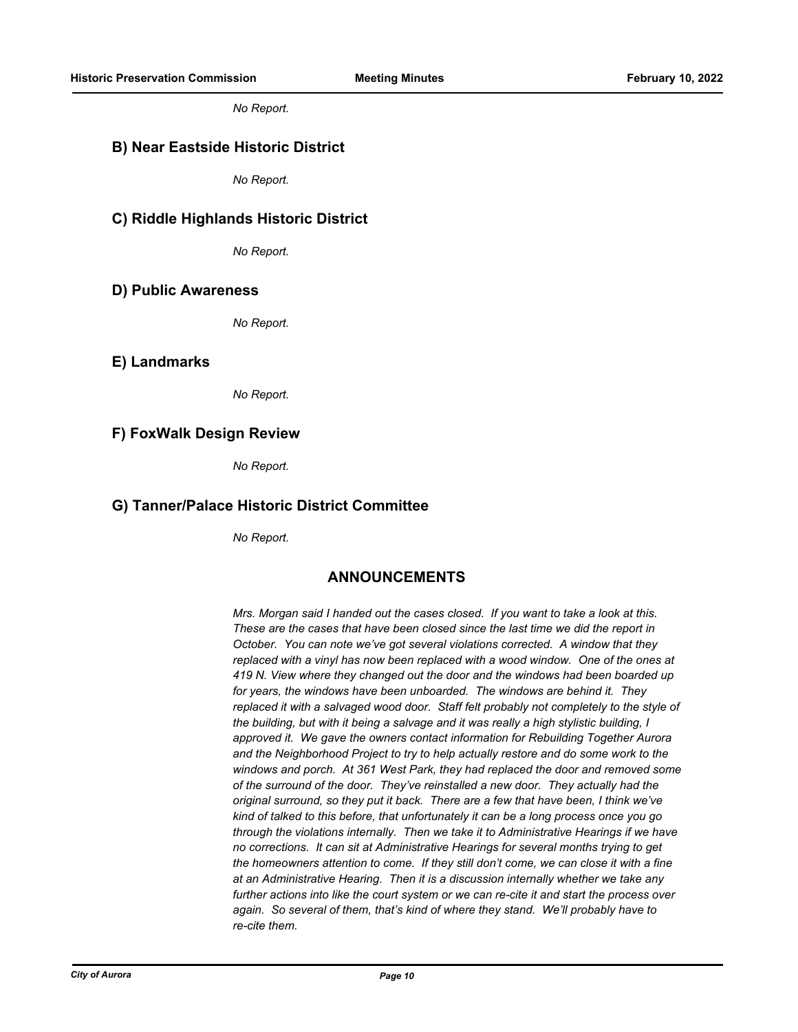*No Report.*

## B) Near Eastside Historic District

*No Report.*

## C) Riddle Highlands Historic District

*No Report.*

## D) Public Awareness

*No Report.*

## E) Landmarks

*No Report.*

## F) FoxWalk Design Review

*No Report.*

## G) Tanner/Palace Historic District Committee

*No Report.*

# ANNOUNCEMENTS

*Mrs. Morgan said I handed out the cases closed. If you want to take a look at this. These are the cases that have been closed since the last time we did the report in October. You can note we've got several violations corrected. A window that they replaced with a vinyl has now been replaced with a wood window. One of the ones at 419 N. View where they changed out the door and the windows had been boarded up for years, the windows have been unboarded. The windows are behind it. They replaced it with a salvaged wood door. Staff felt probably not completely to the style of the building, but with it being a salvage and it was really a high stylistic building, I approved it. We gave the owners contact information for Rebuilding Together Aurora and the Neighborhood Project to try to help actually restore and do some work to the windows and porch. At 361 West Park, they had replaced the door and removed some of the surround of the door. They've reinstalled a new door. They actually had the original surround, so they put it back. There are a few that have been, I think we've kind of talked to this before, that unfortunately it can be a long process once you go through the violations internally. Then we take it to Administrative Hearings if we have no corrections. It can sit at Administrative Hearings for several months trying to get the homeowners attention to come. If they still don't come, we can close it with a fine at an Administrative Hearing. Then it is a discussion internally whether we take any further actions into like the court system or we can re-cite it and start the process over again. So several of them, that's kind of where they stand. We'll probably have to re-cite them.*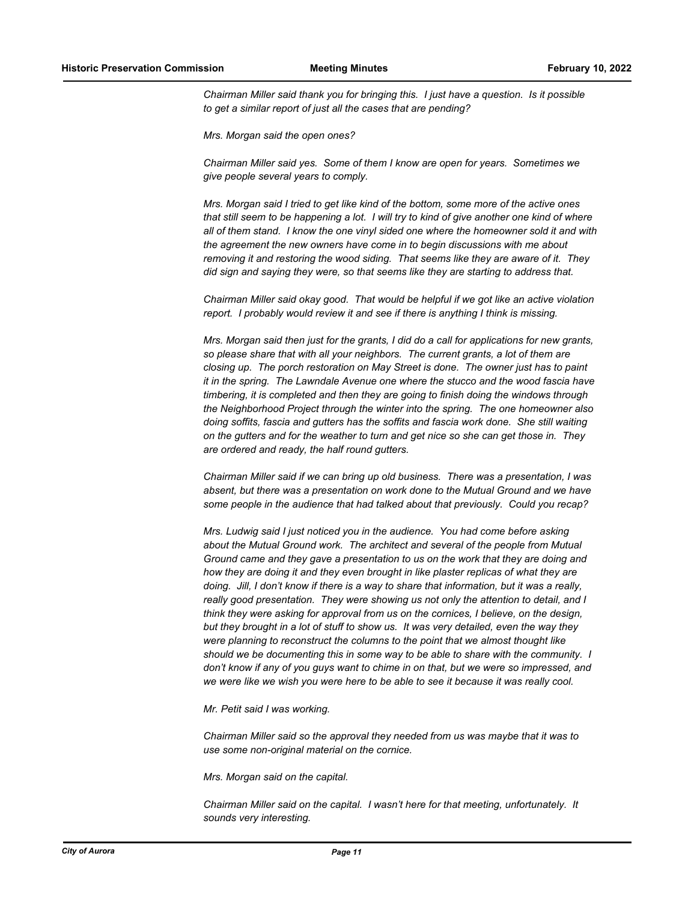*Chairman Miller said thank you for bringing this. I just have a question. Is it possible to get a similar report of just all the cases that are pending?*

*Mrs. Morgan said the open ones?*

*Chairman Miller said yes. Some of them I know are open for years. Sometimes we give people several years to comply.*

*Mrs. Morgan said I tried to get like kind of the bottom, some more of the active ones that still seem to be happening a lot. I will try to kind of give another one kind of where all of them stand. I know the one vinyl sided one where the homeowner sold it and with the agreement the new owners have come in to begin discussions with me about removing it and restoring the wood siding. That seems like they are aware of it. They did sign and saying they were, so that seems like they are starting to address that.*

*Chairman Miller said okay good. That would be helpful if we got like an active violation report. I probably would review it and see if there is anything I think is missing.*

*Mrs. Morgan said then just for the grants, I did do a call for applications for new grants, so please share that with all your neighbors. The current grants, a lot of them are closing up. The porch restoration on May Street is done. The owner just has to paint it in the spring. The Lawndale Avenue one where the stucco and the wood fascia have timbering, it is completed and then they are going to finish doing the windows through the Neighborhood Project through the winter into the spring. The one homeowner also doing soffits, fascia and gutters has the soffits and fascia work done. She still waiting on the gutters and for the weather to turn and get nice so she can get those in. They are ordered and ready, the half round gutters.*

*Chairman Miller said if we can bring up old business. There was a presentation, I was absent, but there was a presentation on work done to the Mutual Ground and we have some people in the audience that had talked about that previously. Could you recap?*

*Mrs. Ludwig said I just noticed you in the audience. You had come before asking about the Mutual Ground work. The architect and several of the people from Mutual Ground came and they gave a presentation to us on the work that they are doing and how they are doing it and they even brought in like plaster replicas of what they are doing. Jill, I don't know if there is a way to share that information, but it was a really, really good presentation. They were showing us not only the attention to detail, and I think they were asking for approval from us on the cornices, I believe, on the design, but they brought in a lot of stuff to show us. It was very detailed, even the way they were planning to reconstruct the columns to the point that we almost thought like should we be documenting this in some way to be able to share with the community. I don't know if any of you guys want to chime in on that, but we were so impressed, and we were like we wish you were here to be able to see it because it was really cool.*

*Mr. Petit said I was working.*

*Chairman Miller said so the approval they needed from us was maybe that it was to use some non-original material on the cornice.*

*Mrs. Morgan said on the capital.*

*Chairman Miller said on the capital. I wasn't here for that meeting, unfortunately. It sounds very interesting.*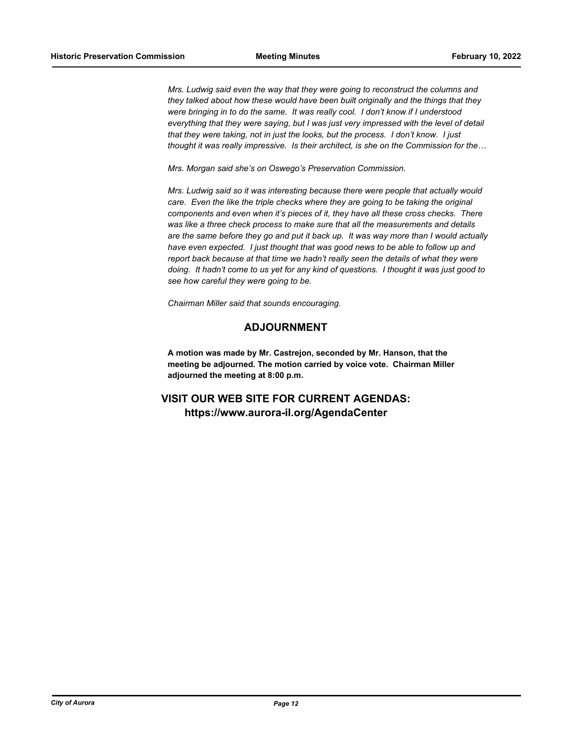*Mrs. Ludwig said even the way that they were going to reconstruct the columns and they talked about how these would have been built originally and the things that they were bringing in to do the same. It was really cool. I don't know if I understood everything that they were saying, but I was just very impressed with the level of detail that they were taking, not in just the looks, but the process. I don't know. I just thought it was really impressive. Is their architect, is she on the Commission for the…*

*Mrs. Morgan said she's on Oswego's Preservation Commission.*

*Mrs. Ludwig said so it was interesting because there were people that actually would care. Even the like the triple checks where they are going to be taking the original components and even when it's pieces of it, they have all these cross checks. There was like a three check process to make sure that all the measurements and details are the same before they go and put it back up. It was way more than I would actually have even expected. I just thought that was good news to be able to follow up and report back because at that time we hadn't really seen the details of what they were doing. It hadn't come to us yet for any kind of questions. I thought it was just good to see how careful they were going to be.*

*Chairman Miller said that sounds encouraging.*

## ADJOURNMENT

**A motion was made by Mr. Castrejon, seconded by Mr. Hanson, that the meeting be adjourned. The motion carried by voice vote. Chairman Miller adjourned the meeting at 8:00 p.m.**

**VISIT OUR WEB SITE FOR CURRENT AGENDAS: https://www.aurora-il.org/AgendaCenter**